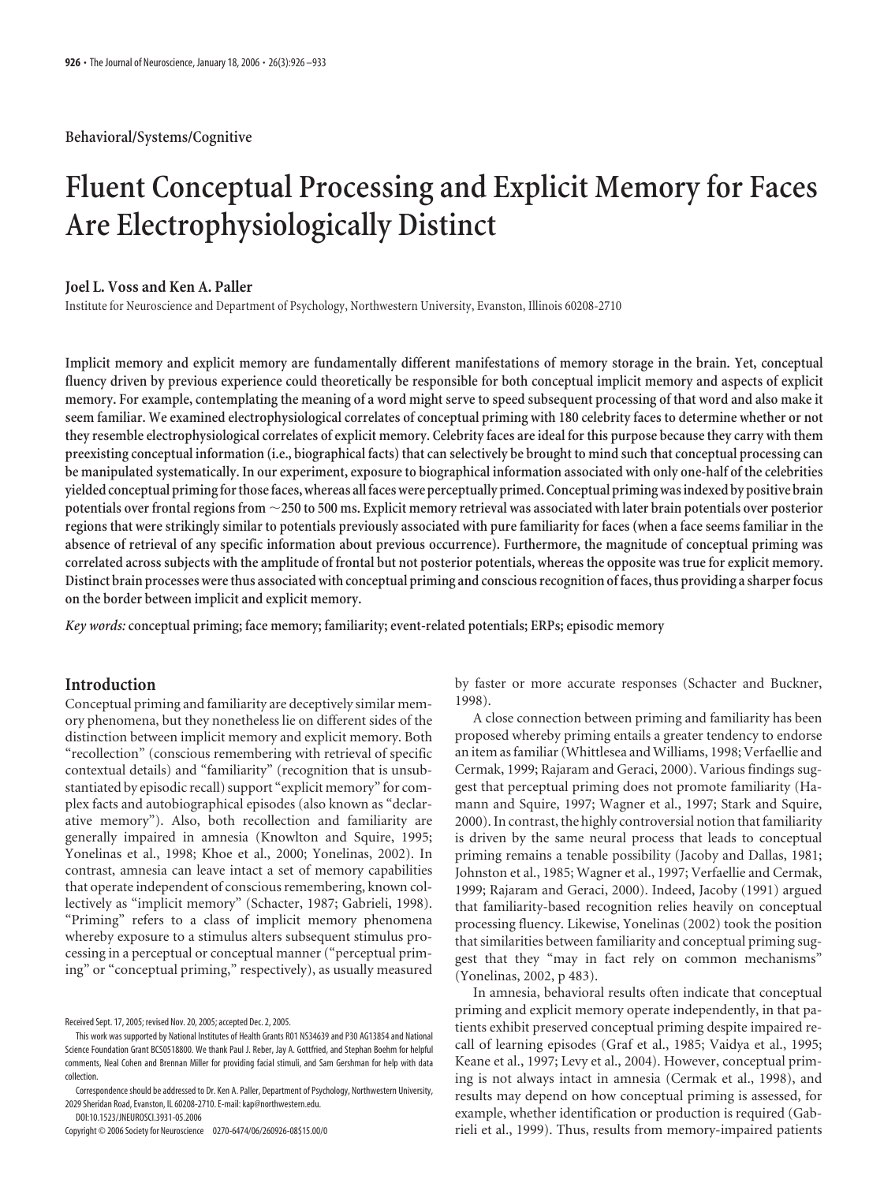Behavioral/Systems/Cognitive

# Fluent Conceptual Processing and Explicit Memory for Faces Are Electrophysiologically Distinct

**Joel L. Voss and Ken A. Paller**

Institute for Neuroscience and Department of Psychology, Northwestern University, Evanston, Illinois 60208-2710

**Implicit memory and explicit memory are fundamentally different manifestations of memory storage in the brain. Yet, conceptual fluency driven by previous experience could theoretically be responsible for both conceptual implicit memory and aspects of explicit memory. For example, contemplating the meaning of a word might serve to speed subsequent processing of that word and also make it seem familiar. We examined electrophysiological correlates of conceptual priming with 180 celebrity faces to determine whether or not they resemble electrophysiological correlates of explicit memory. Celebrity faces are ideal for this purpose because they carry with them preexisting conceptual information (i.e., biographical facts) that can selectively be brought to mind such that conceptual processing can be manipulated systematically. In our experiment, exposure to biographical information associated with only one-half of the celebrities yielded conceptual priming for those faces, whereas all faces were perceptually primed. Conceptual priming was indexed by positive brain potentials over frontal regions from ~250 to 500 ms. Explicit memory retrieval was associated with later brain potentials over posterior regions that were strikingly similar to potentials previously associated with pure familiarity for faces (when a face seems familiar in the absence of retrieval of any specific information about previous occurrence). Furthermore, the magnitude of conceptual priming was correlated across subjects with the amplitude of frontal but not posterior potentials, whereas the opposite was true for explicit memory. Distinct brain processes were thus associated with conceptual priming and conscious recognition of faces, thus providing a sharper focus on the border between implicit and explicit memory.**

*Key words:* conceptual priming; face memory; familiarity; event-related potentials; ERPs; episodic memory

## Introduction

Conceptual priming and familiarity are deceptively similar memory phenomena, but they nonetheless lie on different sides of the distinction between implicit memory and explicit memory. Both "recollection" (conscious remembering with retrieval of specific contextual details) and "familiarity" (recognition that is unsubstantiated by episodic recall) support "explicit memory" for complex facts and autobiographical episodes (also known as "declarative memory"). Also, both recollection and familiarity are generally impaired in amnesia (Knowlton and Squire, 1995; Yonelinas et al., 1998; Khoe et al., 2000; Yonelinas, 2002). In contrast, amnesia can leave intact a set of memory capabilities that operate independent of conscious remembering, known collectively as "implicit memory" (Schacter, 1987; Gabrieli, 1998). "Priming" refers to a class of implicit memory phenomena whereby exposure to a stimulus alters subsequent stimulus processing in a perceptual or conceptual manner ("perceptual priming" or "conceptual priming," respectively), as usually measured by faster or more accurate responses (Schacter and Buckner, 1998).

A close connection between priming and familiarity has been proposed whereby priming entails a greater tendency to endorse an item as familiar (Whittlesea and Williams, 1998; Verfaellie and Cermak, 1999; Rajaram and Geraci, 2000). Various findings suggest that perceptual priming does not promote familiarity (Hamann and Squire, 1997; Wagner et al., 1997; Stark and Squire, 2000). In contrast, the highly controversial notion that familiarity is driven by the same neural process that leads to conceptual priming remains a tenable possibility (Jacoby and Dallas, 1981; Johnston et al., 1985; Wagner et al., 1997; Verfaellie and Cermak, 1999; Rajaram and Geraci, 2000). Indeed, Jacoby (1991) argued that familiarity-based recognition relies heavily on conceptual processing fluency. Likewise, Yonelinas (2002) took the position that similarities between familiarity and conceptual priming suggest that they "may in fact rely on common mechanisms" (Yonelinas, 2002, p 483).

In amnesia, behavioral results often indicate that conceptual priming and explicit memory operate independently, in that patients exhibit preserved conceptual priming despite impaired recall of learning episodes (Graf et al., 1985; Vaidya et al., 1995; Keane et al., 1997; Levy et al., 2004). However, conceptual priming is not always intact in amnesia (Cermak et al., 1998), and results may depend on how conceptual priming is assessed, for example, whether identification or production is required (Gabrieli et al., 1999). Thus, results from memory-impaired patients

Received Sept. 17, 2005; revised Nov. 20, 2005; accepted Dec. 2, 2005.

This work was supported by National Institutes of Health Grants R01 NS34639 and P30 AG13854 and National Science Foundation Grant BCS0518800. We thank Paul J. Reber, Jay A. Gottfried, and Stephan Boehm for helpful comments, Neal Cohen and Brennan Miller for providing facial stimuli, and Sam Gershman for help with data collection.

Correspondence should be addressed to Dr. Ken A. Paller, Department of Psychology, Northwestern University, 2029 Sheridan Road, Evanston, IL 60208-2710. E-mail: kap@northwestern.edu.

DOI:10.1523/JNEUROSCI.3931-05.2006

Copyright © 2006 Society for Neuroscience 0270-6474/06/260926-08$15.00/0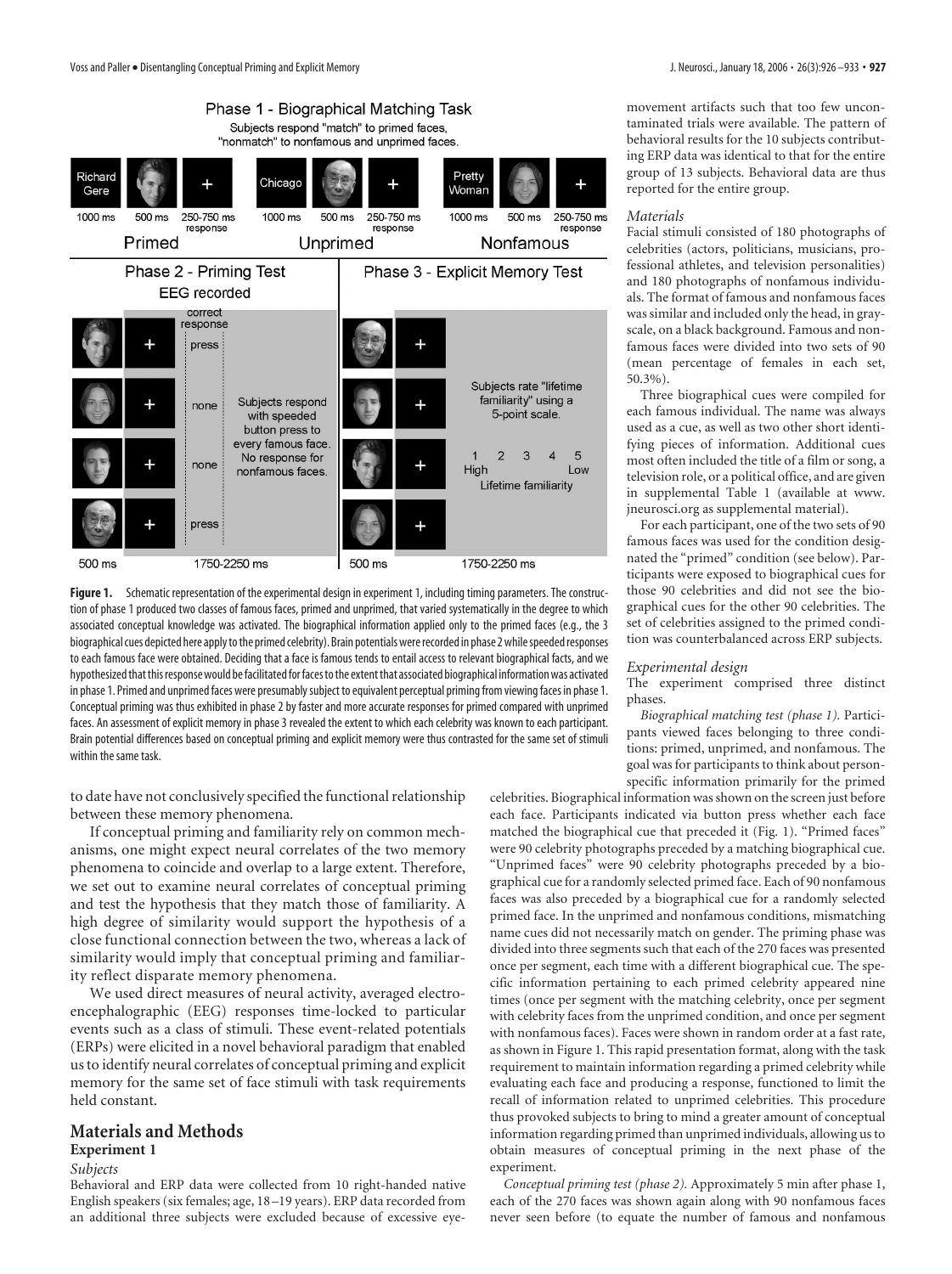Phase 1 - Biographical Matching Task

Subjects respond "match" to primed faces, "nonmatch" to nonfamous and unprimed faces.

Richard Gere

1000 ms 500 ms 250-750 ms response

Chicago

1000 ms 500 ms 250-750 ms response

Pretty Woman

1000 ms 500 ms 250-750 ms response

Primed Unprimed Nonfamous

Phase 2 - Priming Test

EEG recorded

correct response

press

none

none

press

Subjects respond with speeded button press to every famous face. No response for nonfamous faces.

500 ms 1750-2250 ms

Phase 3 - Explicit Memory Test

Subjects rate "lifetime familiarity" using a 5-point scale.

1 2 3 4 5

High Low

Lifetime familiarity

500 ms 1750-2250 ms

**Figure 1.** Schematic representation of the experimental design in experiment 1, including timing parameters. The construction of phase 1 produced two classes of famous faces, primed and unprimed, that varied systematically in the degree to which associated conceptual knowledge was activated. The biographical information applied only to the primed faces (e.g., the 3 biographical cues depicted here apply to the primed celebrity). Brain potentials were recorded in phase 2 while speeded responses to each famous face were obtained. Deciding that a face is famous tends to entail access to relevant biographical facts, and we hypothesized that this response would be facilitated for faces to the extent that associated biographical information was activated in phase 1. Primed and unprimed faces were presumably subject to equivalent perceptual priming from viewing faces in phase 1. Conceptual priming was thus exhibited in phase 2 by faster and more accurate responses for primed compared with unprimed faces. An assessment of explicit memory in phase 3 revealed the extent to which each celebrity was known to each participant. Brain potential differences based on conceptual priming and explicit memory were thus contrasted for the same set of stimuli within the same task.

to date have not conclusively specified the functional relationship between these memory phenomena.

If conceptual priming and familiarity rely on common mechanisms, one might expect neural correlates of the two memory phenomena to coincide and overlap to a large extent. Therefore, we set out to examine neural correlates of conceptual priming and test the hypothesis that they match those of familiarity. A high degree of similarity would support the hypothesis of a close functional connection between the two, whereas a lack of similarity would imply that conceptual priming and familiarity reflect disparate memory phenomena.

We used direct measures of neural activity, averaged electroencephalographic (EEG) responses time-locked to particular events such as a class of stimuli. These event-related potentials (ERPs) were elicited in a novel behavioral paradigm that enabled us to identify neural correlates of conceptual priming and explicit memory for the same set of face stimuli with task requirements held constant.

## Materials and Methods

### Experiment 1

*Subjects*

Behavioral and ERP data were collected from 10 right-handed native English speakers (six females; age, 18–19 years). ERP data recorded from an additional three subjects were excluded because of excessive eye-movement artifacts such that too few uncontaminated trials were available. The pattern of behavioral results for the 10 subjects contributing ERP data was identical to that for the entire group of 13 subjects. Behavioral data are thus reported for the entire group.

*Materials*

Facial stimuli consisted of 180 photographs of celebrities (actors, politicians, musicians, professional athletes, and television personalities) and 180 photographs of nonfamous individuals. The format of famous and nonfamous faces was similar and included only the head, in grayscale, on a black background. Famous and nonfamous faces were divided into two sets of 90 (mean percentage of females in each set, 50.3%).

Three biographical cues were compiled for each famous individual. The name was always used as a cue, as well as two other short identifying pieces of information. Additional cues most often included the title of a film or song, a television role, or a political office, and are given in supplemental Table 1 (available at www.jneurosci.org as supplemental material).

For each participant, one of the two sets of 90 famous faces was used for the condition designated the "primed" condition (see below). Participants were exposed to biographical cues for those 90 celebrities and did not see the biographical cues for the other 90 celebrities. The set of celebrities assigned to the primed condition was counterbalanced across ERP subjects.

*Experimental design*

The experiment comprised three distinct phases.

*Biographical matching test (phase 1).* Participants viewed faces belonging to three conditions: primed, unprimed, and nonfamous. The goal was for participants to think about person-specific information primarily for the primed celebrities. Biographical information was shown on the screen just before each face. Participants indicated via button press whether each face matched the biographical cue that preceded it (Fig. 1). "Primed faces" were 90 celebrity photographs preceded by a matching biographical cue. "Unprimed faces" were 90 celebrity photographs preceded by a biographical cue for a randomly selected primed face. Each of 90 nonfamous faces was also preceded by a biographical cue for a randomly selected primed face. In the unprimed and nonfamous conditions, mismatching name cues did not necessarily match on gender. The priming phase was divided into three segments such that each of the 270 faces was presented once per segment, each time with a different biographical cue. The specific information pertaining to each primed celebrity appeared nine times (once per segment with the matching celebrity, once per segment with celebrity faces from the unprimed condition, and once per segment with nonfamous faces). Faces were shown in random order at a fast rate, as shown in Figure 1. This rapid presentation format, along with the task requirement to maintain information regarding a primed celebrity while evaluating each face and producing a response, functioned to limit the recall of information related to unprimed celebrities. This procedure thus provoked subjects to bring to mind a greater amount of conceptual information regarding primed than unprimed individuals, allowing us to obtain measures of conceptual priming in the next phase of the experiment.

*Conceptual priming test (phase 2).* Approximately 5 min after phase 1, each of the 270 faces was shown again along with 90 nonfamous faces never seen before (to equate the number of famous and nonfamous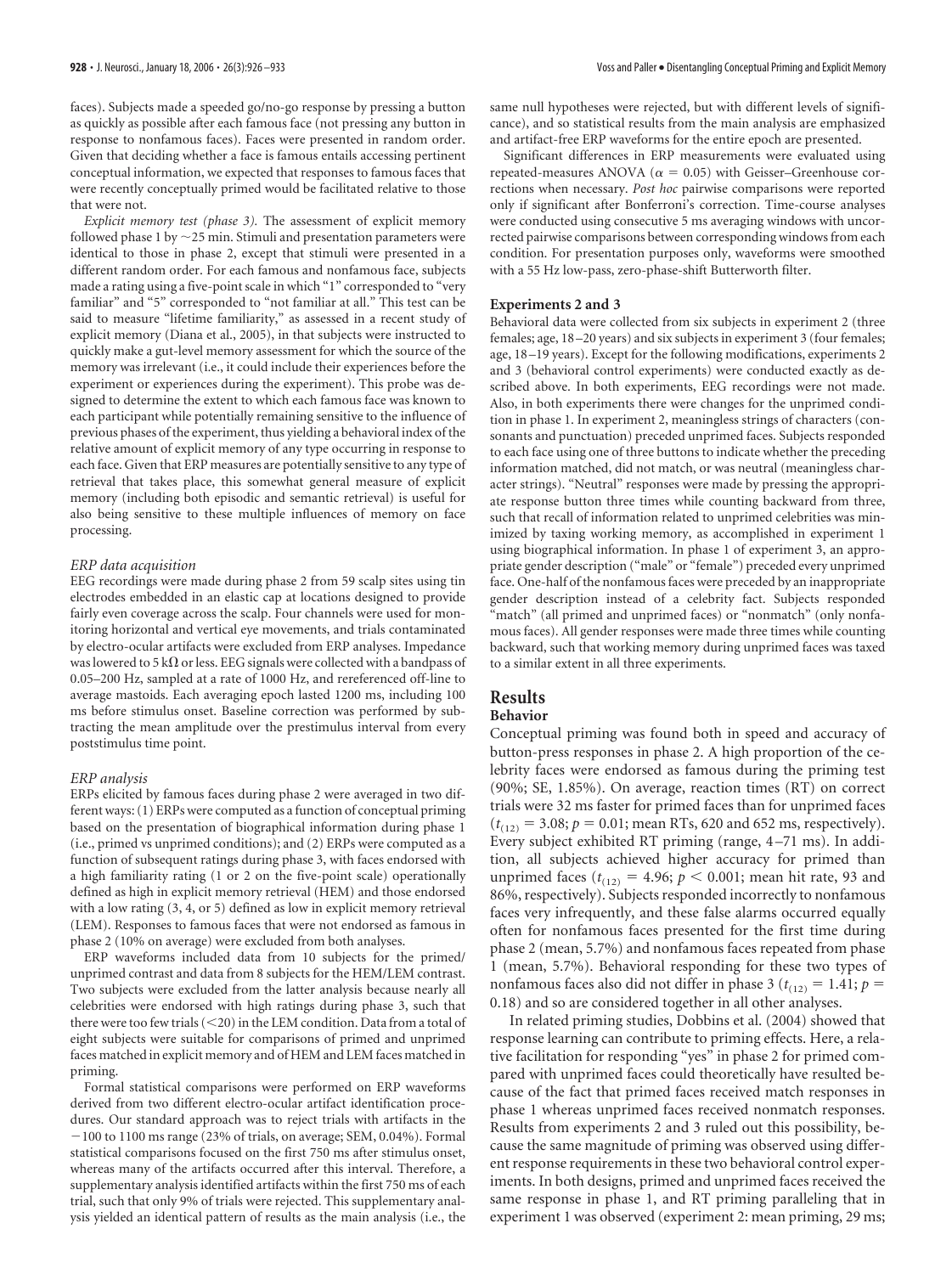faces). Subjects made a speeded go/no-go response by pressing a button as quickly as possible after each famous face (not pressing any button in response to nonfamous faces). Faces were presented in random order. Given that deciding whether a face is famous entails accessing pertinent conceptual information, we expected that responses to famous faces that were recently conceptually primed would be facilitated relative to those that were not.

*Explicit memory test (phase 3).* The assessment of explicit memory followed phase 1 by ~25 min. Stimuli and presentation parameters were identical to those in phase 2, except that stimuli were presented in a different random order. For each famous and nonfamous face, subjects made a rating using a five-point scale in which "1" corresponded to "very familiar" and "5" corresponded to "not familiar at all." This test can be said to measure "lifetime familiarity," as assessed in a recent study of explicit memory (Diana et al., 2005), in that subjects were instructed to quickly make a gut-level memory assessment for which the source of the memory was irrelevant (i.e., it could include their experiences before the experiment or experiences during the experiment). This probe was designed to determine the extent to which each famous face was known to each participant while potentially remaining sensitive to the influence of previous phases of the experiment, thus yielding a behavioral index of the relative amount of explicit memory of any type occurring in response to each face. Given that ERP measures are potentially sensitive to any type of retrieval that takes place, this somewhat general measure of explicit memory (including both episodic and semantic retrieval) is useful for also being sensitive to these multiple influences of memory on face processing.

*ERP data acquisition*

EEG recordings were made during phase 2 from 59 scalp sites using tin electrodes embedded in an elastic cap at locations designed to provide fairly even coverage across the scalp. Four channels were used for monitoring horizontal and vertical eye movements, and trials contaminated by electro-ocular artifacts were excluded from ERP analyses. Impedance was lowered to 5 kΩ or less. EEG signals were collected with a bandpass of 0.05–200 Hz, sampled at a rate of 1000 Hz, and rereferenced off-line to average mastoids. Each averaging epoch lasted 1200 ms, including 100 ms before stimulus onset. Baseline correction was performed by subtracting the mean amplitude over the prestimulus interval from every poststimulus time point.

*ERP analysis*

ERPs elicited by famous faces during phase 2 were averaged in two different ways: (1) ERPs were computed as a function of conceptual priming based on the presentation of biographical information during phase 1 (i.e., primed vs unprimed conditions); and (2) ERPs were computed as a function of subsequent ratings during phase 3, with faces endorsed with a high familiarity rating (1 or 2 on the five-point scale) operationally defined as high in explicit memory retrieval (HEM) and those endorsed with a low rating (3, 4, or 5) defined as low in explicit memory retrieval (LEM). Responses to famous faces that were not endorsed as famous in phase 2 (10% on average) were excluded from both analyses.

ERP waveforms included data from 10 subjects for the primed/unprimed contrast and data from 8 subjects for the HEM/LEM contrast. Two subjects were excluded from the latter analysis because nearly all celebrities were endorsed with high ratings during phase 3, such that there were too few trials (<20) in the LEM condition. Data from a total of eight subjects were suitable for comparisons of primed and unprimed faces matched in explicit memory and of HEM and LEM faces matched in priming.

Formal statistical comparisons were performed on ERP waveforms derived from two different electro-ocular artifact identification procedures. Our standard approach was to reject trials with artifacts in the −100 to 1100 ms range (23% of trials, on average; SEM, 0.04%). Formal statistical comparisons focused on the first 750 ms after stimulus onset, whereas many of the artifacts occurred after this interval. Therefore, a supplementary analysis identified artifacts within the first 750 ms of each trial, such that only 9% of trials were rejected. This supplementary analysis yielded an identical pattern of results as the main analysis (i.e., the same null hypotheses were rejected, but with different levels of significance), and so statistical results from the main analysis are emphasized and artifact-free ERP waveforms for the entire epoch are presented.

Significant differences in ERP measurements were evaluated using repeated-measures ANOVA ($\alpha = 0.05$) with Geisser–Greenhouse corrections when necessary. *Post hoc* pairwise comparisons were reported only if significant after Bonferroni's correction. Time-course analyses were conducted using consecutive 5 ms averaging windows with uncorrected pairwise comparisons between corresponding windows from each condition. For presentation purposes only, waveforms were smoothed with a 55 Hz low-pass, zero-phase-shift Butterworth filter.

### Experiments 2 and 3

Behavioral data were collected from six subjects in experiment 2 (three females; age, 18–20 years) and six subjects in experiment 3 (four females; age, 18–19 years). Except for the following modifications, experiments 2 and 3 (behavioral control experiments) were conducted exactly as described above. In both experiments, EEG recordings were not made. Also, in both experiments there were changes for the unprimed condition in phase 1. In experiment 2, meaningless strings of characters (consonants and punctuation) preceded unprimed faces. Subjects responded to each face using one of three buttons to indicate whether the preceding information matched, did not match, or was neutral (meaningless character strings). "Neutral" responses were made by pressing the appropriate response button three times while counting backward from three, such that recall of information related to unprimed celebrities was minimized by taxing working memory, as accomplished in experiment 1 using biographical information. In phase 1 of experiment 3, an appropriate gender description ("male" or "female") preceded every unprimed face. One-half of the nonfamous faces were preceded by an inappropriate gender description instead of a celebrity fact. Subjects responded "match" (all primed and unprimed faces) or "nonmatch" (only nonfamous faces). All gender responses were made three times while counting backward, such that working memory during unprimed faces was taxed to a similar extent in all three experiments.

## Results

### Behavior

Conceptual priming was found both in speed and accuracy of button-press responses in phase 2. A high proportion of the celebrity faces were endorsed as famous during the priming test (90%; SE, 1.85%). On average, reaction times (RT) on correct trials were 32 ms faster for primed faces than for unprimed faces ($t_{(12)} = 3.08$; $p = 0.01$; mean RTs, 620 and 652 ms, respectively). Every subject exhibited RT priming (range, 4–71 ms). In addition, all subjects achieved higher accuracy for primed than unprimed faces ($t_{(12)} = 4.96$; $p < 0.001$; mean hit rate, 93 and 86%, respectively). Subjects responded incorrectly to nonfamous faces very infrequently, and these false alarms occurred equally often for nonfamous faces presented for the first time during phase 2 (mean, 5.7%) and nonfamous faces repeated from phase 1 (mean, 5.7%). Behavioral responding for these two types of nonfamous faces also did not differ in phase 3 ($t_{(12)} = 1.41$; $p = 0.18$) and so are considered together in all other analyses.

In related priming studies, Dobbins et al. (2004) showed that response learning can contribute to priming effects. Here, a relative facilitation for responding "yes" in phase 2 for primed compared with unprimed faces could theoretically have resulted because of the fact that primed faces received match responses in phase 1 whereas unprimed faces received nonmatch responses. Results from experiments 2 and 3 ruled out this possibility, because the same magnitude of priming was observed using different response requirements in these two behavioral control experiments. In both designs, primed and unprimed faces received the same response in phase 1, and RT priming paralleling that in experiment 1 was observed (experiment 2: mean priming, 29 ms;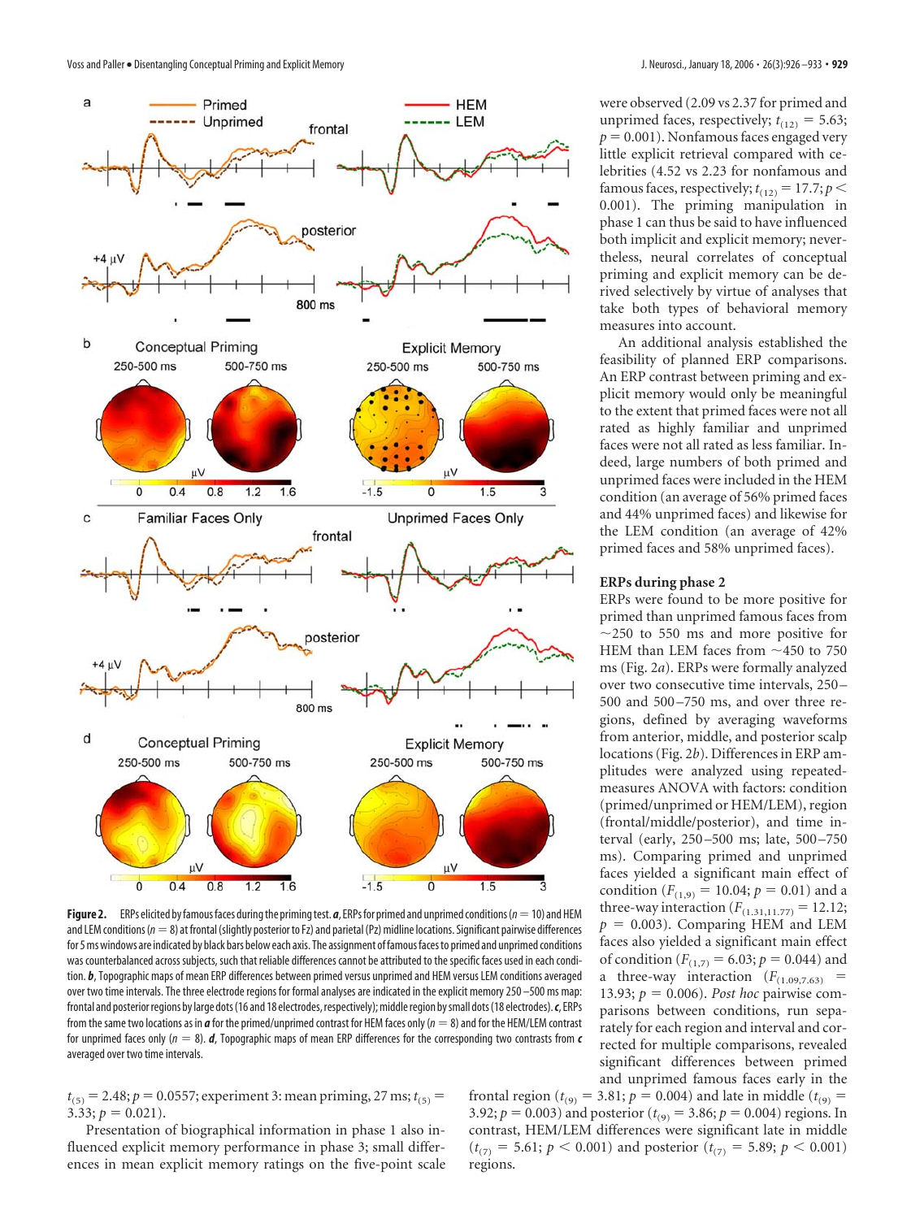a

Primed
Unprimed
HEM
LEM
frontal
posterior
+4 μV
800 ms

b

Conceptual Priming
250-500 ms
500-750 ms
Explicit Memory
250-500 ms
500-750 ms
μV
0 0.4 0.8 1.2 1.6
μV
-1.5 0 1.5 3

c

Familiar Faces Only
Unprimed Faces Only
frontal
posterior
+4 μV
800 ms

d

Conceptual Priming
250-500 ms
500-750 ms
Explicit Memory
250-500 ms
500-750 ms
μV
0 0.4 0.8 1.2 1.6
μV
-1.5 0 1.5 3

**Figure 2.** ERPs elicited by famous faces during the priming test. ***a***, ERPs for primed and unprimed conditions ($n = 10$) and HEM and LEM conditions ($n = 8$) at frontal (slightly posterior to Fz) and parietal (Pz) midline locations. Significant pairwise differences for 5 ms windows are indicated by black bars below each axis. The assignment of famous faces to primed and unprimed conditions was counterbalanced across subjects, such that reliable differences cannot be attributed to the specific faces used in each condition. ***b***, Topographic maps of mean ERP differences between primed versus unprimed and HEM versus LEM conditions averaged over two time intervals. The three electrode regions for formal analyses are indicated in the explicit memory 250–500 ms map: frontal and posterior regions by large dots (16 and 18 electrodes, respectively); middle region by small dots (18 electrodes). ***c***, ERPs from the same two locations as in ***a*** for the primed/unprimed contrast for HEM faces only ($n = 8$) and for the HEM/LEM contrast for unprimed faces only ($n = 8$). ***d***, Topographic maps of mean ERP differences for the corresponding two contrasts from ***c*** averaged over two time intervals.

$t_{(5)} = 2.48$; $p = 0.0557$; experiment 3: mean priming, 27 ms; $t_{(5)} = 3.33$; $p = 0.021$).

Presentation of biographical information in phase 1 also influenced explicit memory performance in phase 3; small differences in mean explicit memory ratings on the five-point scale were observed (2.09 vs 2.37 for primed and unprimed faces, respectively; $t_{(12)} = 5.63$; $p = 0.001$). Nonfamous faces engaged very little explicit retrieval compared with celebrities (4.52 vs 2.23 for nonfamous and famous faces, respectively; $t_{(12)} = 17.7$; $p < 0.001$). The priming manipulation in phase 1 can thus be said to have influenced both implicit and explicit memory; nevertheless, neural correlates of conceptual priming and explicit memory can be derived selectively by virtue of analyses that take both types of behavioral memory measures into account.

An additional analysis established the feasibility of planned ERP comparisons. An ERP contrast between priming and explicit memory would only be meaningful to the extent that primed faces were not all rated as highly familiar and unprimed faces were not all rated as less familiar. Indeed, large numbers of both primed and unprimed faces were included in the HEM condition (an average of 56% primed faces and 44% unprimed faces) and likewise for the LEM condition (an average of 42% primed faces and 58% unprimed faces).

### ERPs during phase 2

ERPs were found to be more positive for primed than unprimed famous faces from ~250 to 550 ms and more positive for HEM than LEM faces from ~450 to 750 ms (Fig. 2*a*). ERPs were formally analyzed over two consecutive time intervals, 250–500 and 500–750 ms, and over three regions, defined by averaging waveforms from anterior, middle, and posterior scalp locations (Fig. 2*b*). Differences in ERP amplitudes were analyzed using repeated-measures ANOVA with factors: condition (primed/unprimed or HEM/LEM), region (frontal/middle/posterior), and time interval (early, 250–500 ms; late, 500–750 ms). Comparing primed and unprimed faces yielded a significant main effect of condition ($F_{(1,9)} = 10.04$; $p = 0.01$) and a three-way interaction ($F_{(1.31,11.77)} = 12.12$; $p = 0.003$). Comparing HEM and LEM faces also yielded a significant main effect of condition ($F_{(1,7)} = 6.03$; $p = 0.044$) and a three-way interaction ($F_{(1.09,7.63)} = 13.93$; $p = 0.006$). *Post hoc* pairwise comparisons between conditions, run separately for each region and interval and corrected for multiple comparisons, revealed significant differences between primed and unprimed famous faces early in the frontal region ($t_{(9)} = 3.81$; $p = 0.004$) and late in middle ($t_{(9)} = 3.92$; $p = 0.003$) and posterior ($t_{(9)} = 3.86$; $p = 0.004$) regions. In contrast, HEM/LEM differences were significant late in middle ($t_{(7)} = 5.61$; $p < 0.001$) and posterior ($t_{(7)} = 5.89$; $p < 0.001$) regions.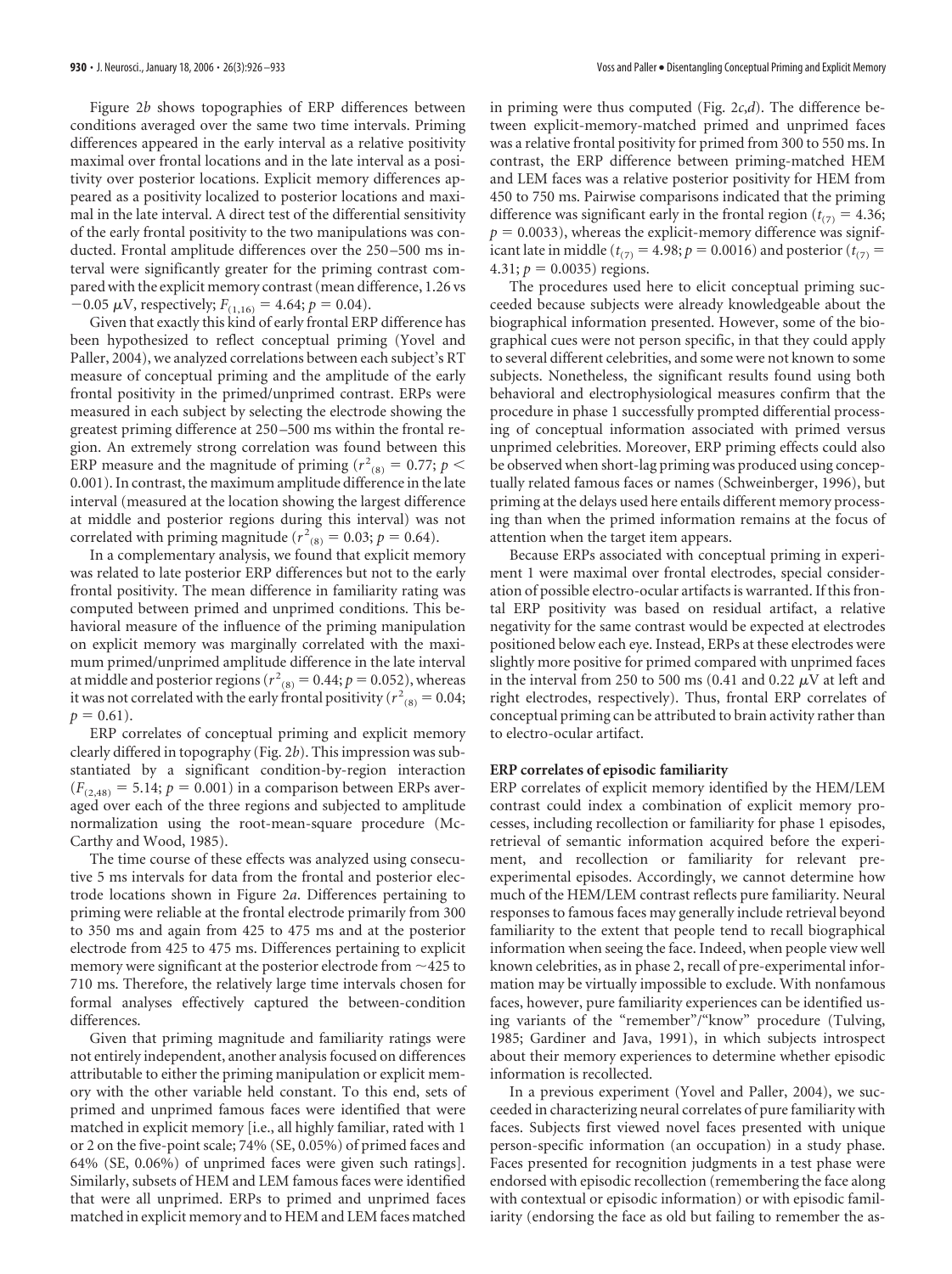Figure 2*b* shows topographies of ERP differences between conditions averaged over the same two time intervals. Priming differences appeared in the early interval as a relative positivity maximal over frontal locations and in the late interval as a positivity over posterior locations. Explicit memory differences appeared as a positivity localized to posterior locations and maximal in the late interval. A direct test of the differential sensitivity of the early frontal positivity to the two manipulations was conducted. Frontal amplitude differences over the 250–500 ms interval were significantly greater for the priming contrast compared with the explicit memory contrast (mean difference, 1.26 vs −0.05 μV, respectively; $F_{(1,16)} = 4.64$; $p = 0.04$).

Given that exactly this kind of early frontal ERP difference has been hypothesized to reflect conceptual priming (Yovel and Paller, 2004), we analyzed correlations between each subject's RT measure of conceptual priming and the amplitude of the early frontal positivity in the primed/unprimed contrast. ERPs were measured in each subject by selecting the electrode showing the greatest priming difference at 250–500 ms within the frontal region. An extremely strong correlation was found between this ERP measure and the magnitude of priming ($r^2_{(8)} = 0.77$; $p < 0.001$). In contrast, the maximum amplitude difference in the late interval (measured at the location showing the largest difference at middle and posterior regions during this interval) was not correlated with priming magnitude ($r^2_{(8)} = 0.03$; $p = 0.64$).

In a complementary analysis, we found that explicit memory was related to late posterior ERP differences but not to the early frontal positivity. The mean difference in familiarity rating was computed between primed and unprimed conditions. This behavioral measure of the influence of the priming manipulation on explicit memory was marginally correlated with the maximum primed/unprimed amplitude difference in the late interval at middle and posterior regions ($r^2_{(8)} = 0.44$; $p = 0.052$), whereas it was not correlated with the early frontal positivity ($r^2_{(8)} = 0.04$; $p = 0.61$).

ERP correlates of conceptual priming and explicit memory clearly differed in topography (Fig. 2*b*). This impression was substantiated by a significant condition-by-region interaction ($F_{(2,48)} = 5.14$; $p = 0.001$) in a comparison between ERPs averaged over each of the three regions and subjected to amplitude normalization using the root-mean-square procedure (McCarthy and Wood, 1985).

The time course of these effects was analyzed using consecutive 5 ms intervals for data from the frontal and posterior electrode locations shown in Figure 2*a*. Differences pertaining to priming were reliable at the frontal electrode primarily from 300 to 350 ms and again from 425 to 475 ms and at the posterior electrode from 425 to 475 ms. Differences pertaining to explicit memory were significant at the posterior electrode from ~425 to 710 ms. Therefore, the relatively large time intervals chosen for formal analyses effectively captured the between-condition differences.

Given that priming magnitude and familiarity ratings were not entirely independent, another analysis focused on differences attributable to either the priming manipulation or explicit memory with the other variable held constant. To this end, sets of primed and unprimed famous faces were identified that were matched in explicit memory [i.e., all highly familiar, rated with 1 or 2 on the five-point scale; 74% (SE, 0.05%) of primed faces and 64% (SE, 0.06%) of unprimed faces were given such ratings]. Similarly, subsets of HEM and LEM famous faces were identified that were all unprimed. ERPs to primed and unprimed faces matched in explicit memory and to HEM and LEM faces matched in priming were thus computed (Fig. 2*c*,*d*). The difference between explicit-memory-matched primed and unprimed faces was a relative frontal positivity for primed from 300 to 550 ms. In contrast, the ERP difference between priming-matched HEM and LEM faces was a relative posterior positivity for HEM from 450 to 750 ms. Pairwise comparisons indicated that the priming difference was significant early in the frontal region ($t_{(7)} = 4.36$; $p = 0.0033$), whereas the explicit-memory difference was significant late in middle ($t_{(7)} = 4.98$; $p = 0.0016$) and posterior ($t_{(7)} = 4.31$; $p = 0.0035$) regions.

The procedures used here to elicit conceptual priming succeeded because subjects were already knowledgeable about the biographical information presented. However, some of the biographical cues were not person specific, in that they could apply to several different celebrities, and some were not known to some subjects. Nonetheless, the significant results found using both behavioral and electrophysiological measures confirm that the procedure in phase 1 successfully prompted differential processing of conceptual information associated with primed versus unprimed celebrities. Moreover, ERP priming effects could also be observed when short-lag priming was produced using conceptually related famous faces or names (Schweinberger, 1996), but priming at the delays used here entails different memory processing than when the primed information remains at the focus of attention when the target item appears.

Because ERPs associated with conceptual priming in experiment 1 were maximal over frontal electrodes, special consideration of possible electro-ocular artifacts is warranted. If this frontal ERP positivity was based on residual artifact, a relative negativity for the same contrast would be expected at electrodes positioned below each eye. Instead, ERPs at these electrodes were slightly more positive for primed compared with unprimed faces in the interval from 250 to 500 ms (0.41 and 0.22 μV at left and right electrodes, respectively). Thus, frontal ERP correlates of conceptual priming can be attributed to brain activity rather than to electro-ocular artifact.

### ERP correlates of episodic familiarity

ERP correlates of explicit memory identified by the HEM/LEM contrast could index a combination of explicit memory processes, including recollection or familiarity for phase 1 episodes, retrieval of semantic information acquired before the experiment, and recollection or familiarity for relevant preexperimental episodes. Accordingly, we cannot determine how much of the HEM/LEM contrast reflects pure familiarity. Neural responses to famous faces may generally include retrieval beyond familiarity to the extent that people tend to recall biographical information when seeing the face. Indeed, when people view well known celebrities, as in phase 2, recall of pre-experimental information may be virtually impossible to exclude. With nonfamous faces, however, pure familiarity experiences can be identified using variants of the "remember"/"know" procedure (Tulving, 1985; Gardiner and Java, 1991), in which subjects introspect about their memory experiences to determine whether episodic information is recollected.

In a previous experiment (Yovel and Paller, 2004), we succeeded in characterizing neural correlates of pure familiarity with faces. Subjects first viewed novel faces presented with unique person-specific information (an occupation) in a study phase. Faces presented for recognition judgments in a test phase were endorsed with episodic recollection (remembering the face along with contextual or episodic information) or with episodic familiarity (endorsing the face as old but failing to remember the as-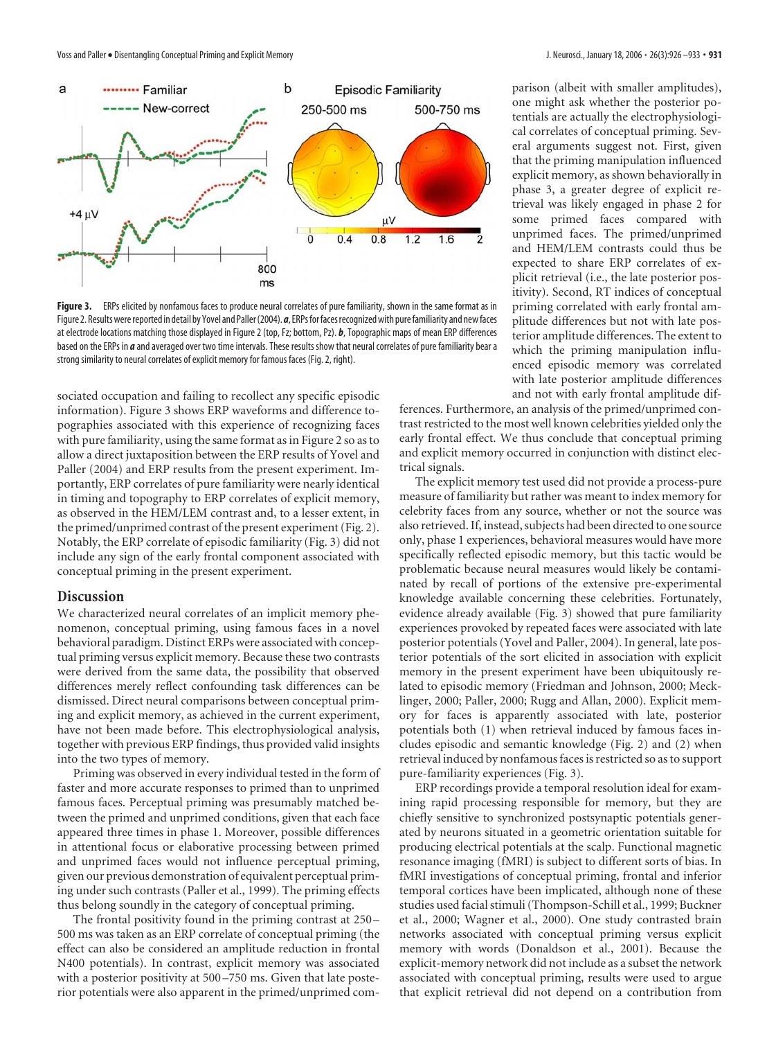a

Familiar

New-correct

+4 μV

800

ms

b

Episodic Familiarity

250-500 ms

500-750 ms

μV

0 0.4 0.8 1.2 1.6 2

**Figure 3.** ERPs elicited by nonfamous faces to produce neural correlates of pure familiarity, shown in the same format as in Figure 2. Results were reported in detail by Yovel and Paller (2004). ***a***, ERPs for faces recognized with pure familiarity and new faces at electrode locations matching those displayed in Figure 2 (top, Fz; bottom, Pz). ***b***, Topographic maps of mean ERP differences based on the ERPs in ***a*** and averaged over two time intervals. These results show that neural correlates of pure familiarity bear a strong similarity to neural correlates of explicit memory for famous faces (Fig. 2, right).

sociated occupation and failing to recollect any specific episodic information). Figure 3 shows ERP waveforms and difference topographies associated with this experience of recognizing faces with pure familiarity, using the same format as in Figure 2 so as to allow a direct juxtaposition between the ERP results of Yovel and Paller (2004) and ERP results from the present experiment. Importantly, ERP correlates of pure familiarity were nearly identical in timing and topography to ERP correlates of explicit memory, as observed in the HEM/LEM contrast and, to a lesser extent, in the primed/unprimed contrast of the present experiment (Fig. 2). Notably, the ERP correlate of episodic familiarity (Fig. 3) did not include any sign of the early frontal component associated with conceptual priming in the present experiment.

## Discussion

We characterized neural correlates of an implicit memory phenomenon, conceptual priming, using famous faces in a novel behavioral paradigm. Distinct ERPs were associated with conceptual priming versus explicit memory. Because these two contrasts were derived from the same data, the possibility that observed differences merely reflect confounding task differences can be dismissed. Direct neural comparisons between conceptual priming and explicit memory, as achieved in the current experiment, have not been made before. This electrophysiological analysis, together with previous ERP findings, thus provided valid insights into the two types of memory.

Priming was observed in every individual tested in the form of faster and more accurate responses to primed than to unprimed famous faces. Perceptual priming was presumably matched between the primed and unprimed conditions, given that each face appeared three times in phase 1. Moreover, possible differences in attentional focus or elaborative processing between primed and unprimed faces would not influence perceptual priming, given our previous demonstration of equivalent perceptual priming under such contrasts (Paller et al., 1999). The priming effects thus belong soundly in the category of conceptual priming.

The frontal positivity found in the priming contrast at 250–500 ms was taken as an ERP correlate of conceptual priming (the effect can also be considered an amplitude reduction in frontal N400 potentials). In contrast, explicit memory was associated with a posterior positivity at 500–750 ms. Given that late posterior potentials were also apparent in the primed/unprimed comparison (albeit with smaller amplitudes), one might ask whether the posterior potentials are actually the electrophysiological correlates of conceptual priming. Several arguments suggest not. First, given that the priming manipulation influenced explicit memory, as shown behaviorally in phase 3, a greater degree of explicit retrieval was likely engaged in phase 2 for some primed faces compared with unprimed faces. The primed/unprimed and HEM/LEM contrasts could thus be expected to share ERP correlates of explicit retrieval (i.e., the late posterior positivity). Second, RT indices of conceptual priming correlated with early frontal amplitude differences but not with late posterior amplitude differences. The extent to which the priming manipulation influenced episodic memory was correlated with late posterior amplitude differences and not with early frontal amplitude differences. Furthermore, an analysis of the primed/unprimed contrast restricted to the most well known celebrities yielded only the early frontal effect. We thus conclude that conceptual priming and explicit memory occurred in conjunction with distinct electrical signals.

The explicit memory test used did not provide a process-pure measure of familiarity but rather was meant to index memory for celebrity faces from any source, whether or not the source was also retrieved. If, instead, subjects had been directed to one source only, phase 1 experiences, behavioral measures would have more specifically reflected episodic memory, but this tactic would be problematic because neural measures would likely be contaminated by recall of portions of the extensive pre-experimental knowledge available concerning these celebrities. Fortunately, evidence already available (Fig. 3) showed that pure familiarity experiences provoked by repeated faces were associated with late posterior potentials (Yovel and Paller, 2004). In general, late posterior potentials of the sort elicited in association with explicit memory in the present experiment have been ubiquitously related to episodic memory (Friedman and Johnson, 2000; Mecklinger, 2000; Paller, 2000; Rugg and Allan, 2000). Explicit memory for faces is apparently associated with late, posterior potentials both (1) when retrieval induced by famous faces includes episodic and semantic knowledge (Fig. 2) and (2) when retrieval induced by nonfamous faces is restricted so as to support pure-familiarity experiences (Fig. 3).

ERP recordings provide a temporal resolution ideal for examining rapid processing responsible for memory, but they are chiefly sensitive to synchronized postsynaptic potentials generated by neurons situated in a geometric orientation suitable for producing electrical potentials at the scalp. Functional magnetic resonance imaging (fMRI) is subject to different sorts of bias. In fMRI investigations of conceptual priming, frontal and inferior temporal cortices have been implicated, although none of these studies used facial stimuli (Thompson-Schill et al., 1999; Buckner et al., 2000; Wagner et al., 2000). One study contrasted brain networks associated with conceptual priming versus explicit memory with words (Donaldson et al., 2001). Because the explicit-memory network did not include as a subset the network associated with conceptual priming, results were used to argue that explicit retrieval did not depend on a contribution from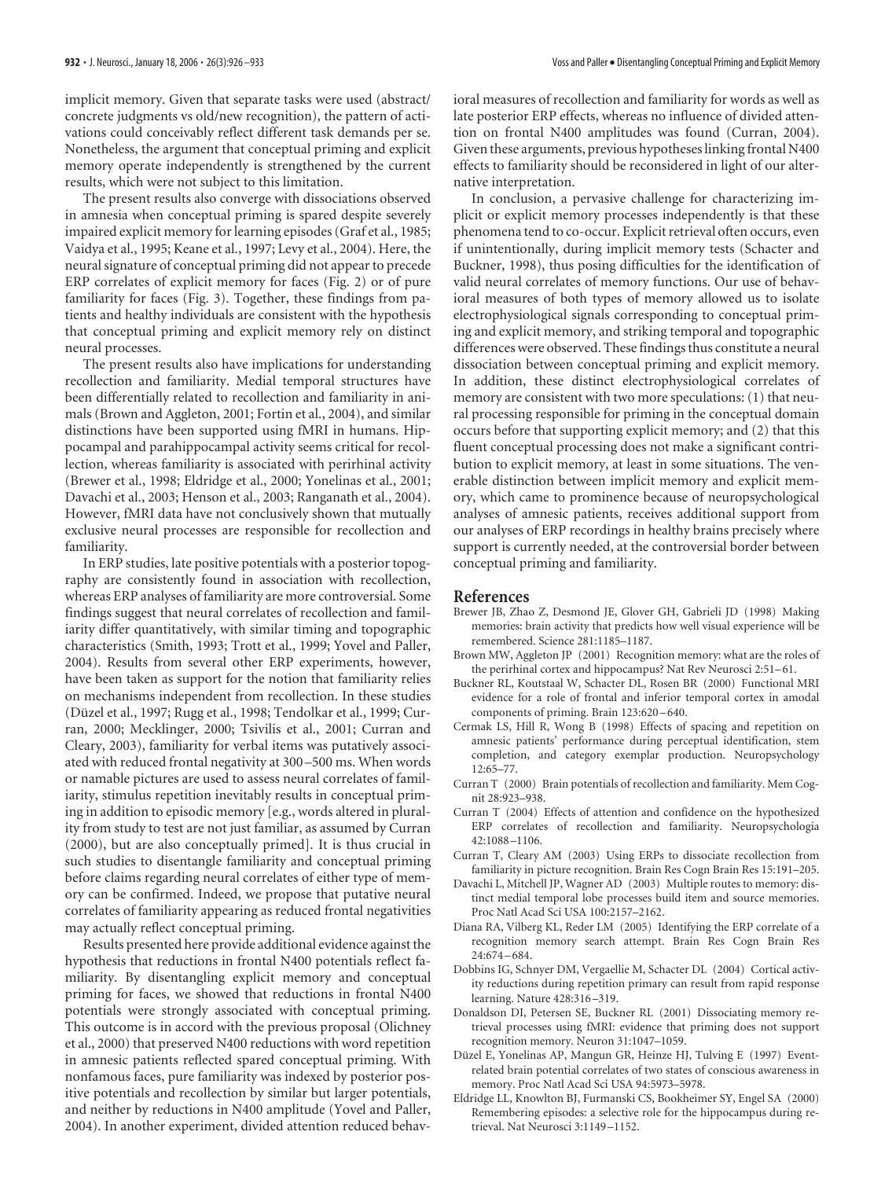implicit memory. Given that separate tasks were used (abstract/concrete judgments vs old/new recognition), the pattern of activations could conceivably reflect different task demands per se. Nonetheless, the argument that conceptual priming and explicit memory operate independently is strengthened by the current results, which were not subject to this limitation.

The present results also converge with dissociations observed in amnesia when conceptual priming is spared despite severely impaired explicit memory for learning episodes (Graf et al., 1985; Vaidya et al., 1995; Keane et al., 1997; Levy et al., 2004). Here, the neural signature of conceptual priming did not appear to precede ERP correlates of explicit memory for faces (Fig. 2) or of pure familiarity for faces (Fig. 3). Together, these findings from patients and healthy individuals are consistent with the hypothesis that conceptual priming and explicit memory rely on distinct neural processes.

The present results also have implications for understanding recollection and familiarity. Medial temporal structures have been differentially related to recollection and familiarity in animals (Brown and Aggleton, 2001; Fortin et al., 2004), and similar distinctions have been supported using fMRI in humans. Hippocampal and parahippocampal activity seems critical for recollection, whereas familiarity is associated with perirhinal activity (Brewer et al., 1998; Eldridge et al., 2000; Yonelinas et al., 2001; Davachi et al., 2003; Henson et al., 2003; Ranganath et al., 2004). However, fMRI data have not conclusively shown that mutually exclusive neural processes are responsible for recollection and familiarity.

In ERP studies, late positive potentials with a posterior topography are consistently found in association with recollection, whereas ERP analyses of familiarity are more controversial. Some findings suggest that neural correlates of recollection and familiarity differ quantitatively, with similar timing and topographic characteristics (Smith, 1993; Trott et al., 1999; Yovel and Paller, 2004). Results from several other ERP experiments, however, have been taken as support for the notion that familiarity relies on mechanisms independent from recollection. In these studies (Düzel et al., 1997; Rugg et al., 1998; Tendolkar et al., 1999; Curran, 2000; Mecklinger, 2000; Tsivilis et al., 2001; Curran and Cleary, 2003), familiarity for verbal items was putatively associated with reduced frontal negativity at 300–500 ms. When words or namable pictures are used to assess neural correlates of familiarity, stimulus repetition inevitably results in conceptual priming in addition to episodic memory [e.g., words altered in plurality from study to test are not just familiar, as assumed by Curran (2000), but are also conceptually primed]. It is thus crucial in such studies to disentangle familiarity and conceptual priming before claims regarding neural correlates of either type of memory can be confirmed. Indeed, we propose that putative neural correlates of familiarity appearing as reduced frontal negativities may actually reflect conceptual priming.

Results presented here provide additional evidence against the hypothesis that reductions in frontal N400 potentials reflect familiarity. By disentangling explicit memory and conceptual priming for faces, we showed that reductions in frontal N400 potentials were strongly associated with conceptual priming. This outcome is in accord with the previous proposal (Olichney et al., 2000) that preserved N400 reductions with word repetition in amnesic patients reflected spared conceptual priming. With nonfamous faces, pure familiarity was indexed by posterior positive potentials and recollection by similar but larger potentials, and neither by reductions in N400 amplitude (Yovel and Paller, 2004). In another experiment, divided attention reduced behavioral measures of recollection and familiarity for words as well as late posterior ERP effects, whereas no influence of divided attention on frontal N400 amplitudes was found (Curran, 2004). Given these arguments, previous hypotheses linking frontal N400 effects to familiarity should be reconsidered in light of our alternative interpretation.

In conclusion, a pervasive challenge for characterizing implicit or explicit memory processes independently is that these phenomena tend to co-occur. Explicit retrieval often occurs, even if unintentionally, during implicit memory tests (Schacter and Buckner, 1998), thus posing difficulties for the identification of valid neural correlates of memory functions. Our use of behavioral measures of both types of memory allowed us to isolate electrophysiological signals corresponding to conceptual priming and explicit memory, and striking temporal and topographic differences were observed. These findings thus constitute a neural dissociation between conceptual priming and explicit memory. In addition, these distinct electrophysiological correlates of memory are consistent with two more speculations: (1) that neural processing responsible for priming in the conceptual domain occurs before that supporting explicit memory; and (2) that this fluent conceptual processing does not make a significant contribution to explicit memory, at least in some situations. The venerable distinction between implicit memory and explicit memory, which came to prominence because of neuropsychological analyses of amnesic patients, receives additional support from our analyses of ERP recordings in healthy brains precisely where support is currently needed, at the controversial border between conceptual priming and familiarity.

## References

Brewer JB, Zhao Z, Desmond JE, Glover GH, Gabrieli JD (1998) Making memories: brain activity that predicts how well visual experience will be remembered. Science 281:1185–1187.

Brown MW, Aggleton JP (2001) Recognition memory: what are the roles of the perirhinal cortex and hippocampus? Nat Rev Neurosci 2:51–61.

Buckner RL, Koutstaal W, Schacter DL, Rosen BR (2000) Functional MRI evidence for a role of frontal and inferior temporal cortex in amodal components of priming. Brain 123:620–640.

Cermak LS, Hill R, Wong B (1998) Effects of spacing and repetition on amnesic patients' performance during perceptual identification, stem completion, and category exemplar production. Neuropsychology 12:65–77.

Curran T (2000) Brain potentials of recollection and familiarity. Mem Cognit 28:923–938.

Curran T (2004) Effects of attention and confidence on the hypothesized ERP correlates of recollection and familiarity. Neuropsychologia 42:1088–1106.

Curran T, Cleary AM (2003) Using ERPs to dissociate recollection from familiarity in picture recognition. Brain Res Cogn Brain Res 15:191–205.

Davachi L, Mitchell JP, Wagner AD (2003) Multiple routes to memory: distinct medial temporal lobe processes build item and source memories. Proc Natl Acad Sci USA 100:2157–2162.

Diana RA, Vilberg KL, Reder LM (2005) Identifying the ERP correlate of a recognition memory search attempt. Brain Res Cogn Brain Res 24:674–684.

Dobbins IG, Schnyer DM, Vergaellie M, Schacter DL (2004) Cortical activity reductions during repetition primary can result from rapid response learning. Nature 428:316–319.

Donaldson DI, Petersen SE, Buckner RL (2001) Dissociating memory retrieval processes using fMRI: evidence that priming does not support recognition memory. Neuron 31:1047–1059.

Düzel E, Yonelinas AP, Mangun GR, Heinze HJ, Tulving E (1997) Event-related brain potential correlates of two states of conscious awareness in memory. Proc Natl Acad Sci USA 94:5973–5978.

Eldridge LL, Knowlton BJ, Furmanski CS, Bookheimer SY, Engel SA (2000) Remembering episodes: a selective role for the hippocampus during retrieval. Nat Neurosci 3:1149–1152.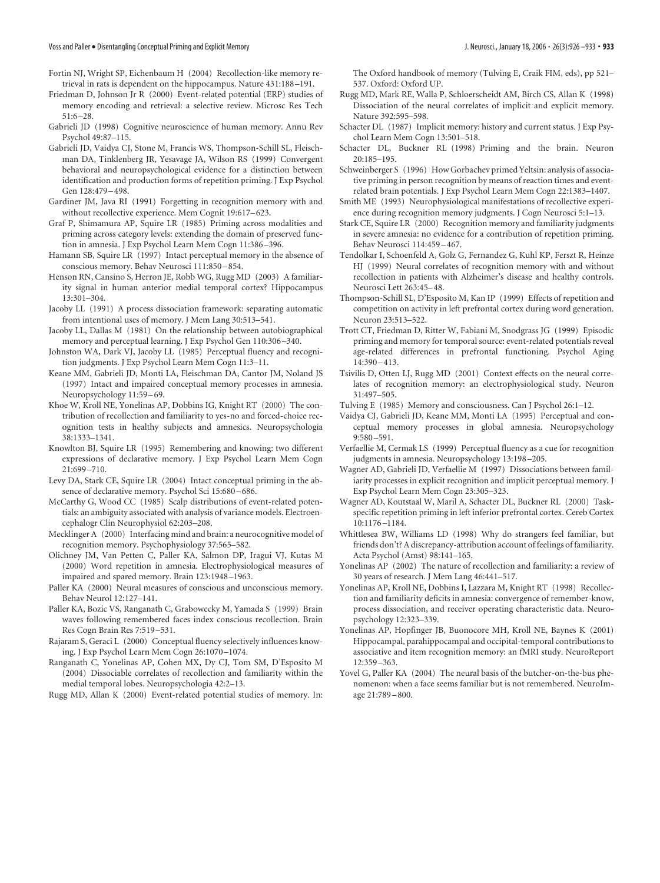Fortin NJ, Wright SP, Eichenbaum H (2004) Recollection-like memory retrieval in rats is dependent on the hippocampus. Nature 431:188–191.

Friedman D, Johnson Jr R (2000) Event-related potential (ERP) studies of memory encoding and retrieval: a selective review. Microsc Res Tech 51:6–28.

Gabrieli JD (1998) Cognitive neuroscience of human memory. Annu Rev Psychol 49:87–115.

Gabrieli JD, Vaidya CJ, Stone M, Francis WS, Thompson-Schill SL, Fleischman DA, Tinklenberg JR, Yesavage JA, Wilson RS (1999) Convergent behavioral and neuropsychological evidence for a distinction between identification and production forms of repetition priming. J Exp Psychol Gen 128:479–498.

Gardiner JM, Java RI (1991) Forgetting in recognition memory with and without recollective experience. Mem Cognit 19:617–623.

Graf P, Shimamura AP, Squire LR (1985) Priming across modalities and priming across category levels: extending the domain of preserved function in amnesia. J Exp Psychol Learn Mem Cogn 11:386–396.

Hamann SB, Squire LR (1997) Intact perceptual memory in the absence of conscious memory. Behav Neurosci 111:850–854.

Henson RN, Cansino S, Herron JE, Robb WG, Rugg MD (2003) A familiarity signal in human anterior medial temporal cortex? Hippocampus 13:301–304.

Jacoby LL (1991) A process dissociation framework: separating automatic from intentional uses of memory. J Mem Lang 30:513–541.

Jacoby LL, Dallas M (1981) On the relationship between autobiographical memory and perceptual learning. J Exp Psychol Gen 110:306–340.

Johnston WA, Dark VJ, Jacoby LL (1985) Perceptual fluency and recognition judgments. J Exp Psychol Learn Mem Cogn 11:3–11.

Keane MM, Gabrieli JD, Monti LA, Fleischman DA, Cantor JM, Noland JS (1997) Intact and impaired conceptual memory processes in amnesia. Neuropsychology 11:59–69.

Khoe W, Kroll NE, Yonelinas AP, Dobbins IG, Knight RT (2000) The contribution of recollection and familiarity to yes-no and forced-choice recognition tests in healthy subjects and amnesics. Neuropsychologia 38:1333–1341.

Knowlton BJ, Squire LR (1995) Remembering and knowing: two different expressions of declarative memory. J Exp Psychol Learn Mem Cogn 21:699–710.

Levy DA, Stark CE, Squire LR (2004) Intact conceptual priming in the absence of declarative memory. Psychol Sci 15:680–686.

McCarthy G, Wood CC (1985) Scalp distributions of event-related potentials: an ambiguity associated with analysis of variance models. Electroencephalogr Clin Neurophysiol 62:203–208.

Mecklinger A (2000) Interfacing mind and brain: a neurocognitive model of recognition memory. Psychophysiology 37:565–582.

Olichney JM, Van Petten C, Paller KA, Salmon DP, Iragui VJ, Kutas M (2000) Word repetition in amnesia. Electrophysiological measures of impaired and spared memory. Brain 123:1948–1963.

Paller KA (2000) Neural measures of conscious and unconscious memory. Behav Neurol 12:127–141.

Paller KA, Bozic VS, Ranganath C, Grabowecky M, Yamada S (1999) Brain waves following remembered faces index conscious recollection. Brain Res Cogn Brain Res 7:519–531.

Rajaram S, Geraci L (2000) Conceptual fluency selectively influences knowing. J Exp Psychol Learn Mem Cogn 26:1070–1074.

Ranganath C, Yonelinas AP, Cohen MX, Dy CJ, Tom SM, D'Esposito M (2004) Dissociable correlates of recollection and familiarity within the medial temporal lobes. Neuropsychologia 42:2–13.

Rugg MD, Allan K (2000) Event-related potential studies of memory. In: The Oxford handbook of memory (Tulving E, Craik FIM, eds), pp 521–537. Oxford: Oxford UP.

Rugg MD, Mark RE, Walla P, Schloerscheidt AM, Birch CS, Allan K (1998) Dissociation of the neural correlates of implicit and explicit memory. Nature 392:595–598.

Schacter DL (1987) Implicit memory: history and current status. J Exp Psychol Learn Mem Cogn 13:501–518.

Schacter DL, Buckner RL (1998) Priming and the brain. Neuron 20:185–195.

Schweinberger S (1996) How Gorbachev primed Yeltsin: analysis of associative priming in person recognition by means of reaction times and event-related brain potentials. J Exp Psychol Learn Mem Cogn 22:1383–1407.

Smith ME (1993) Neurophysiological manifestations of recollective experience during recognition memory judgments. J Cogn Neurosci 5:1–13.

Stark CE, Squire LR (2000) Recognition memory and familiarity judgments in severe amnesia: no evidence for a contribution of repetition priming. Behav Neurosci 114:459–467.

Tendolkar I, Schoenfeld A, Golz G, Fernandez G, Kuhl KP, Ferszt R, Heinze HJ (1999) Neural correlates of recognition memory with and without recollection in patients with Alzheimer's disease and healthy controls. Neurosci Lett 263:45–48.

Thompson-Schill SL, D'Esposito M, Kan IP (1999) Effects of repetition and competition on activity in left prefrontal cortex during word generation. Neuron 23:513–522.

Trott CT, Friedman D, Ritter W, Fabiani M, Snodgrass JG (1999) Episodic priming and memory for temporal source: event-related potentials reveal age-related differences in prefrontal functioning. Psychol Aging 14:390–413.

Tsivilis D, Otten LJ, Rugg MD (2001) Context effects on the neural correlates of recognition memory: an electrophysiological study. Neuron 31:497–505.

Tulving E (1985) Memory and consciousness. Can J Psychol 26:1–12.

Vaidya CJ, Gabrieli JD, Keane MM, Monti LA (1995) Perceptual and conceptual memory processes in global amnesia. Neuropsychology 9:580–591.

Verfaellie M, Cermak LS (1999) Perceptual fluency as a cue for recognition judgments in amnesia. Neuropsychology 13:198–205.

Wagner AD, Gabrieli JD, Verfaellie M (1997) Dissociations between familiarity processes in explicit recognition and implicit perceptual memory. J Exp Psychol Learn Mem Cogn 23:305–323.

Wagner AD, Koutstaal W, Maril A, Schacter DL, Buckner RL (2000) Task-specific repetition priming in left inferior prefrontal cortex. Cereb Cortex 10:1176–1184.

Whittlesea BW, Williams LD (1998) Why do strangers feel familiar, but friends don't? A discrepancy-attribution account of feelings of familiarity. Acta Psychol (Amst) 98:141–165.

Yonelinas AP (2002) The nature of recollection and familiarity: a review of 30 years of research. J Mem Lang 46:441–517.

Yonelinas AP, Kroll NE, Dobbins I, Lazzara M, Knight RT (1998) Recollection and familiarity deficits in amnesia: convergence of remember-know, process dissociation, and receiver operating characteristic data. Neuropsychology 12:323–339.

Yonelinas AP, Hopfinger JB, Buonocore MH, Kroll NE, Baynes K (2001) Hippocampal, parahippocampal and occipital-temporal contributions to associative and item recognition memory: an fMRI study. NeuroReport 12:359–363.

Yovel G, Paller KA (2004) The neural basis of the butcher-on-the-bus phenomenon: when a face seems familiar but is not remembered. NeuroImage 21:789–800.